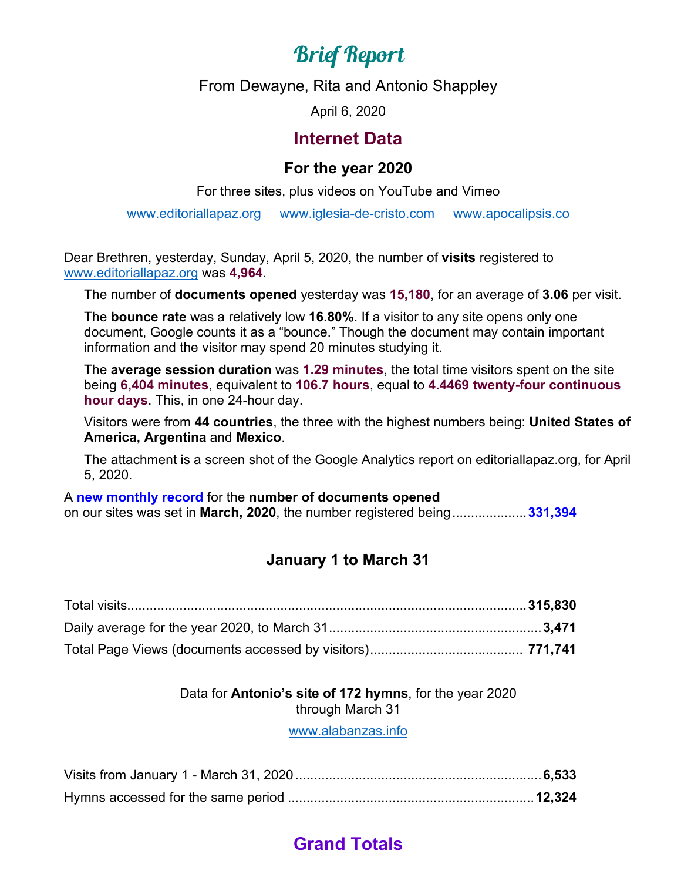# Brief Report

From Dewayne, Rita and Antonio Shappley

April 6, 2020

## Internet Data

### For the year 2020

For three sites, plus videos on YouTube and Vimeo

www.editoriallapaz.org www.iglesia-de-cristo.com www.apocalipsis.co

Dear Brethren, yesterday, Sunday, April 5, 2020, the number of **visits** registered to www.editoriallapaz.org was **4,964**.

The number of **documents opened** yesterday was **15,180**, for an average of **3.06** per visit.

The **bounce rate** was a relatively low **16.80%**. If a visitor to any site opens only one document, Google counts it as a "bounce." Though the document may contain important information and the visitor may spend 20 minutes studying it.

The **average session duration** was **1.29 minutes**, the total time visitors spent on the site being **6,404 minutes**, equivalent to **106.7 hours**, equal to **4.4469 twenty-four continuous hour days**. This, in one 24-hour day.

Visitors were from **44 countries**, the three with the highest numbers being: **United States of America, Argentina** and **Mexico**.

The attachment is a screen shot of the Google Analytics report on editoriallapaz.org, for April 5, 2020.

A **new monthly record** for the **number of documents opened** on our sites was set in **March, 2020**, the number registered being.................... **331,394**

### January 1 to March 31

Total visits............................................................................................ **315,830**

Daily average for the year 2020, to March 31......................................................... **3,471**

Total Page Views (documents accessed by visitors)......................................... **771,741**

Data for **Antonio's site of 172 hymns**, for the year 2020 through March 31

www.alabanzas.info

Visits from January 1 - March 31, 2020.................................................................. **6,533**

Hymns accessed for the same period ................................................................ **12,324**

## Grand Totals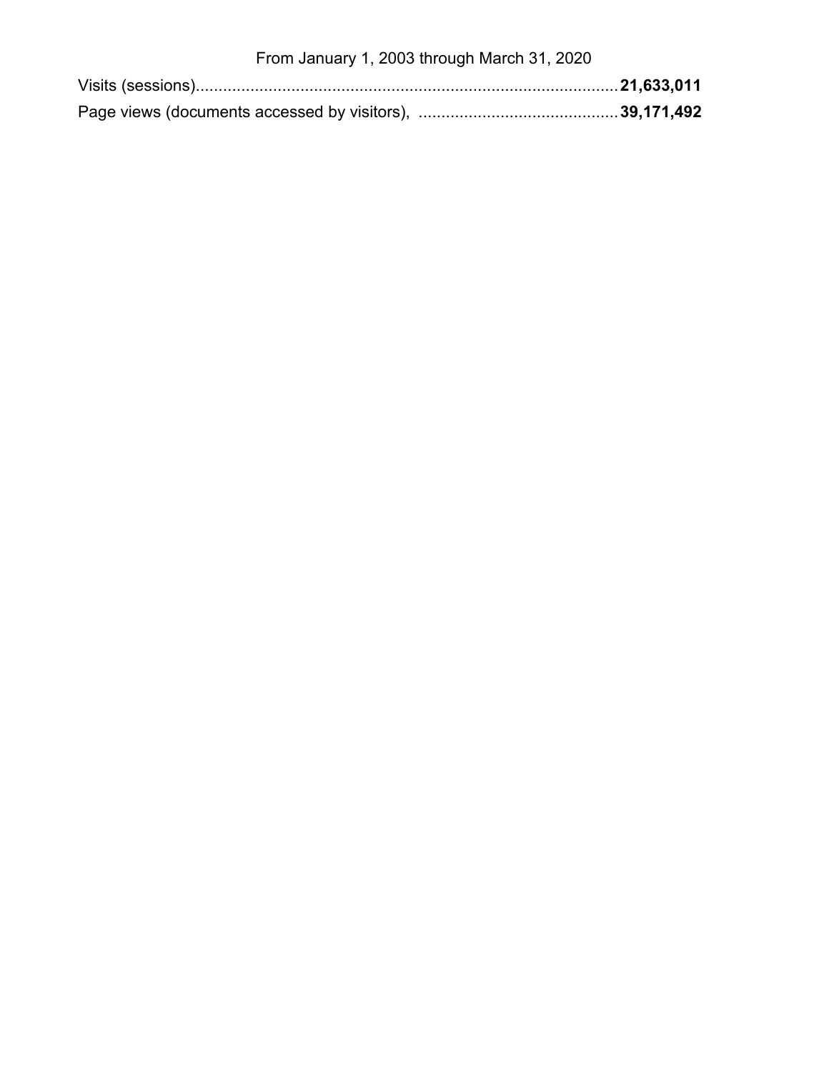From January 1, 2003 through March 31, 2020

Visits (sessions)............................................................................................**21,633,011**

Page views (documents accessed by visitors), ............................................**39,171,492**